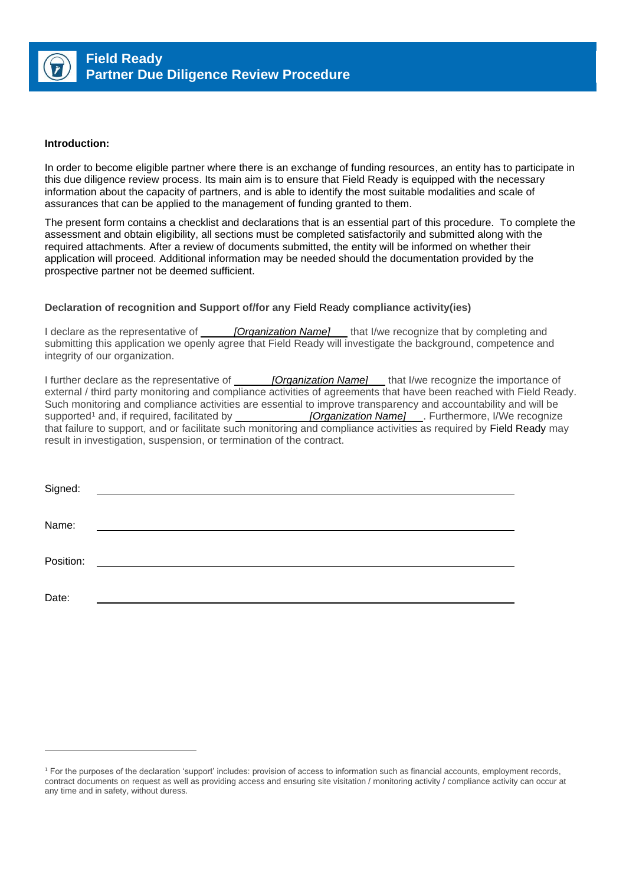# Field Ready
## Partner Due Diligence Review Procedure

**Introduction:**

In order to become eligible partner where there is an exchange of funding resources, an entity has to participate in this due diligence review process. Its main aim is to ensure that Field Ready is equipped with the necessary information about the capacity of partners, and is able to identify the most suitable modalities and scale of assurances that can be applied to the management of funding granted to them.

The present form contains a checklist and declarations that is an essential part of this procedure. To complete the assessment and obtain eligibility, all sections must be completed satisfactorily and submitted along with the required attachments. After a review of documents submitted, the entity will be informed on whether their application will proceed. Additional information may be needed should the documentation provided by the prospective partner not be deemed sufficient.

**Declaration of recognition and Support of/for any Field Ready compliance activity(ies)**

I declare as the representative of *[Organization Name]* that I/we recognize that by completing and submitting this application we openly agree that Field Ready will investigate the background, competence and integrity of our organization.

I further declare as the representative of *[Organization Name]* that I/we recognize the importance of external / third party monitoring and compliance activities of agreements that have been reached with Field Ready. Such monitoring and compliance activities are essential to improve transparency and accountability and will be supported[1] and, if required, facilitated by *[Organization Name]*. Furthermore, I/We recognize that failure to support, and or facilitate such monitoring and compliance activities as required by Field Ready may result in investigation, suspension, or termination of the contract.

Signed: ____________________

Name: ____________________

Position: ____________________

Date: ____________________

[1] For the purposes of the declaration 'support' includes: provision of access to information such as financial accounts, employment records, contract documents on request as well as providing access and ensuring site visitation / monitoring activity / compliance activity can occur at any time and in safety, without duress.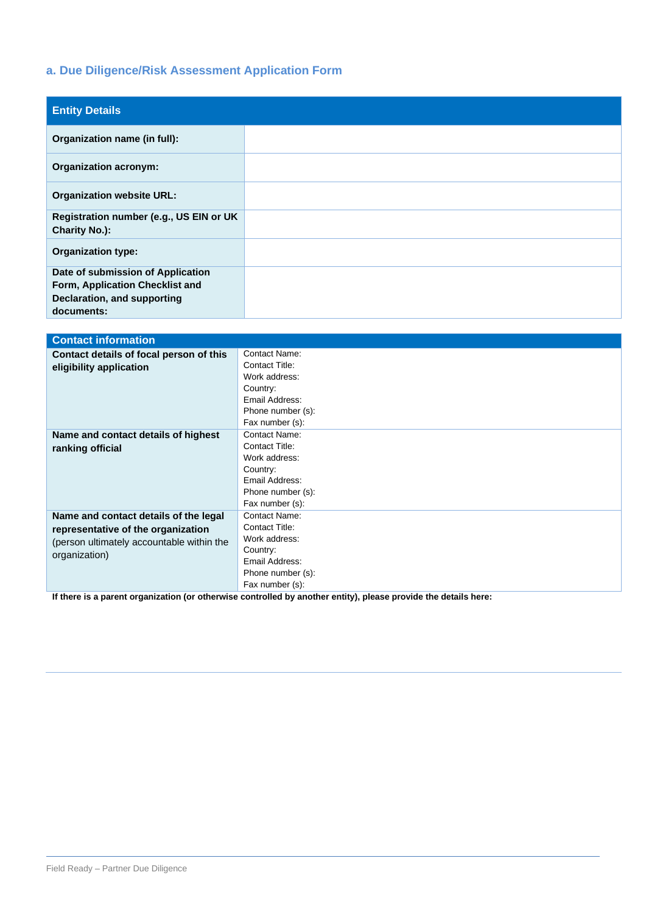### a. Due Diligence/Risk Assessment Application Form

| Entity Details | |
|---|---|
| **Organization name (in full):** | |
| **Organization acronym:** | |
| **Organization website URL:** | |
| **Registration number (e.g., US EIN or UK Charity No.):** | |
| **Organization type:** | |
| **Date of submission of Application Form, Application Checklist and Declaration, and supporting documents:** | |

| Contact information | |
|---|---|
| **Contact details of focal person of this eligibility application** | Contact Name:<br>Contact Title:<br>Work address:<br>Country:<br>Email Address:<br>Phone number (s):<br>Fax number (s): |
| **Name and contact details of highest ranking official** | Contact Name:<br>Contact Title:<br>Work address:<br>Country:<br>Email Address:<br>Phone number (s):<br>Fax number (s): |
| **Name and contact details of the legal representative of the organization** (person ultimately accountable within the organization) | Contact Name:<br>Contact Title:<br>Work address:<br>Country:<br>Email Address:<br>Phone number (s):<br>Fax number (s): |

**If there is a parent organization (or otherwise controlled by another entity), please provide the details here:**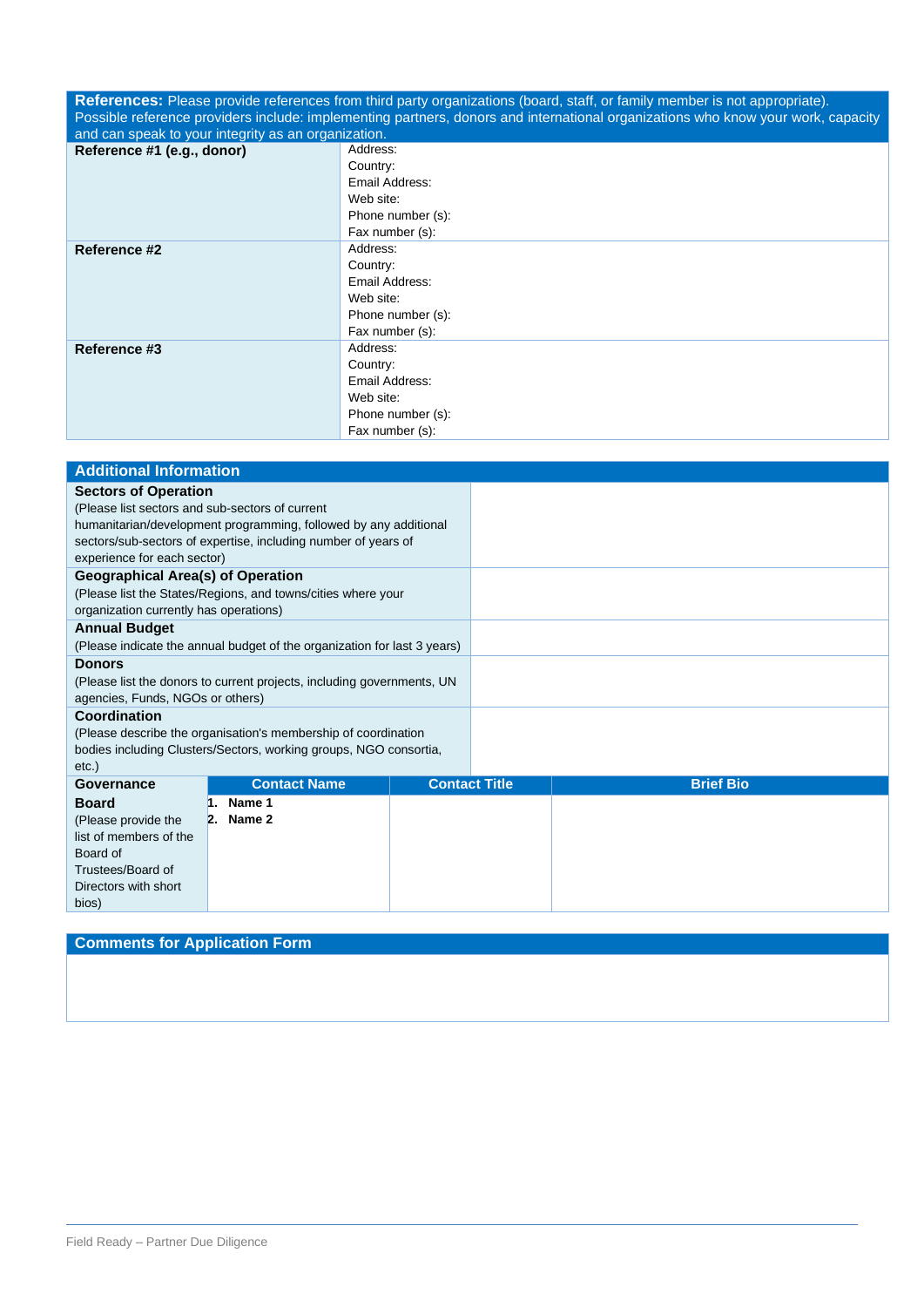| **References:** Please provide references from third party organizations (board, staff, or family member is not appropriate). Possible reference providers include: implementing partners, donors and international organizations who know your work, capacity and can speak to your integrity as an organization. | |
|---|---|
| **Reference #1 (e.g., donor)** | Address:<br>Country:<br>Email Address:<br>Web site:<br>Phone number (s):<br>Fax number (s): |
| **Reference #2** | Address:<br>Country:<br>Email Address:<br>Web site:<br>Phone number (s):<br>Fax number (s): |
| **Reference #3** | Address:<br>Country:<br>Email Address:<br>Web site:<br>Phone number (s):<br>Fax number (s): |

| **Additional Information** | | | |
|---|---|---|---|
| **Sectors of Operation**<br>(Please list sectors and sub-sectors of current humanitarian/development programming, followed by any additional sectors/sub-sectors of expertise, including number of years of experience for each sector) | | | |
| **Geographical Area(s) of Operation**<br>(Please list the States/Regions, and towns/cities where your organization currently has operations) | | | |
| **Annual Budget**<br>(Please indicate the annual budget of the organization for last 3 years) | | | |
| **Donors**<br>(Please list the donors to current projects, including governments, UN agencies, Funds, NGOs or others) | | | |
| **Coordination**<br>(Please describe the organisation's membership of coordination bodies including Clusters/Sectors, working groups, NGO consortia, etc.) | | | |
| **Governance** | **Contact Name** | **Contact Title** | **Brief Bio** |
| **Board**<br>(Please provide the list of members of the Board of Trustees/Board of Directors with short bios) | 1. **Name 1**<br>2. **Name 2** | | |

| **Comments for Application Form** |
|---|
| |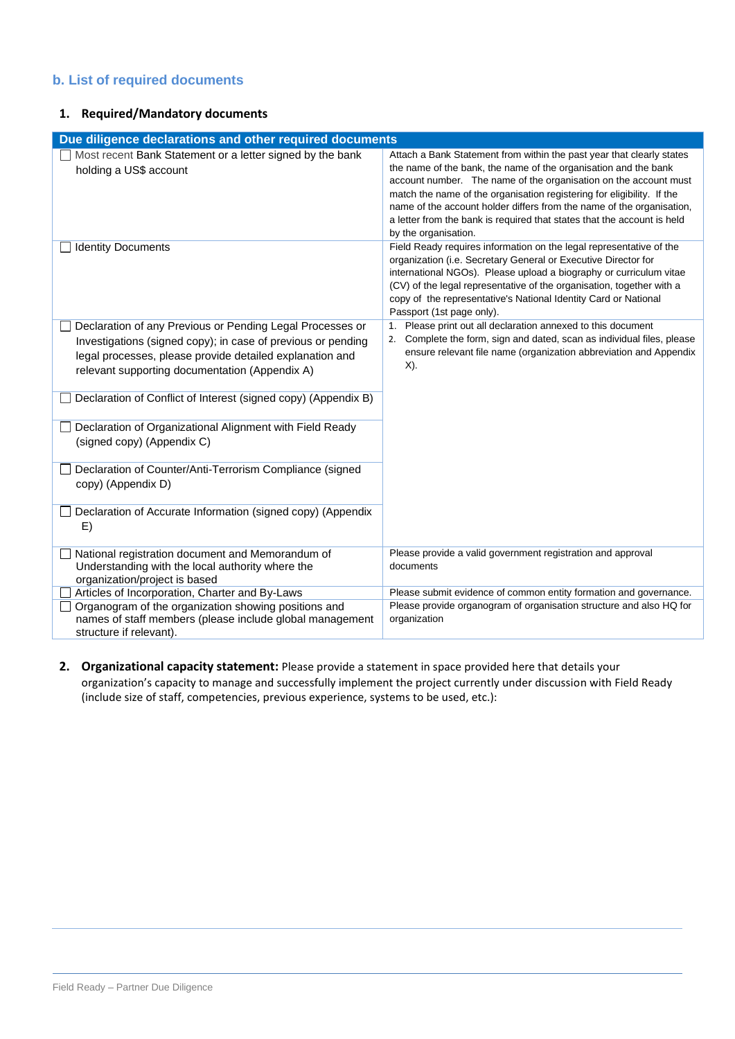## b. List of required documents

### 1. Required/Mandatory documents

| Due diligence declarations and other required documents | |
|---|---|
| ☐ Most recent Bank Statement or a letter signed by the bank holding a US$ account | Attach a Bank Statement from within the past year that clearly states the name of the bank, the name of the organisation and the bank account number. The name of the organisation on the account must match the name of the organisation registering for eligibility. If the name of the account holder differs from the name of the organisation, a letter from the bank is required that states that the account is held by the organisation. |
| ☐ Identity Documents | Field Ready requires information on the legal representative of the organization (i.e. Secretary General or Executive Director for international NGOs). Please upload a biography or curriculum vitae (CV) of the legal representative of the organisation, together with a copy of the representative's National Identity Card or National Passport (1st page only). |
| ☐ Declaration of any Previous or Pending Legal Processes or Investigations (signed copy); in case of previous or pending legal processes, please provide detailed explanation and relevant supporting documentation (Appendix A) | 1. Please print out all declaration annexed to this document<br>2. Complete the form, sign and dated, scan as individual files, please ensure relevant file name (organization abbreviation and Appendix X). |
| ☐ Declaration of Conflict of Interest (signed copy) (Appendix B) | |
| ☐ Declaration of Organizational Alignment with Field Ready (signed copy) (Appendix C) | |
| ☐ Declaration of Counter/Anti-Terrorism Compliance (signed copy) (Appendix D) | |
| ☐ Declaration of Accurate Information (signed copy) (Appendix E) | |
| ☐ National registration document and Memorandum of Understanding with the local authority where the organization/project is based | Please provide a valid government registration and approval documents |
| ☐ Articles of Incorporation, Charter and By-Laws | Please submit evidence of common entity formation and governance. |
| ☐ Organogram of the organization showing positions and names of staff members (please include global management structure if relevant). | Please provide organogram of organisation structure and also HQ for organization |

2. **Organizational capacity statement:** Please provide a statement in space provided here that details your organization's capacity to manage and successfully implement the project currently under discussion with Field Ready (include size of staff, competencies, previous experience, systems to be used, etc.):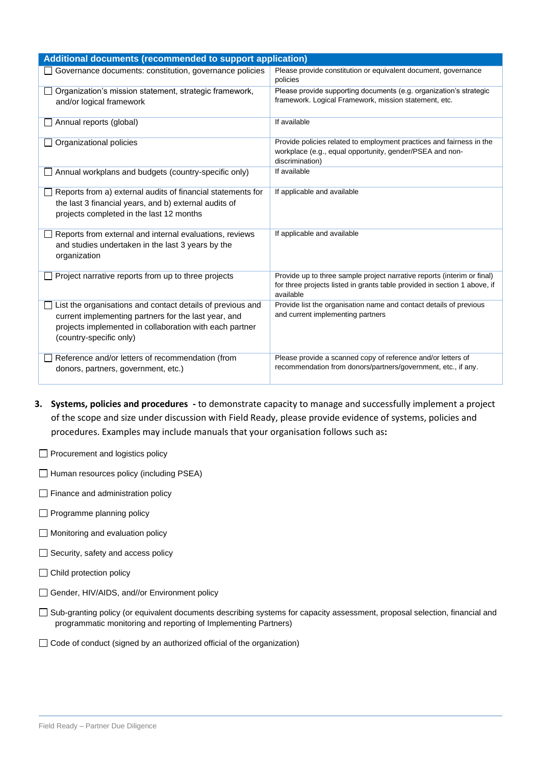| Additional documents (recommended to support application) | |
|---|---|
| ☐ Governance documents: constitution, governance policies | Please provide constitution or equivalent document, governance policies |
| ☐ Organization's mission statement, strategic framework, and/or logical framework | Please provide supporting documents (e.g. organization's strategic framework. Logical Framework, mission statement, etc. |
| ☐ Annual reports (global) | If available |
| ☐ Organizational policies | Provide policies related to employment practices and fairness in the workplace (e.g., equal opportunity, gender/PSEA and non-discrimination) |
| ☐ Annual workplans and budgets (country-specific only) | If available |
| ☐ Reports from a) external audits of financial statements for the last 3 financial years, and b) external audits of projects completed in the last 12 months | If applicable and available |
| ☐ Reports from external and internal evaluations, reviews and studies undertaken in the last 3 years by the organization | If applicable and available |
| ☐ Project narrative reports from up to three projects | Provide up to three sample project narrative reports (interim or final) for three projects listed in grants table provided in section 1 above, if available |
| ☐ List the organisations and contact details of previous and current implementing partners for the last year, and projects implemented in collaboration with each partner (country-specific only) | Provide list the organisation name and contact details of previous and current implementing partners |
| ☐ Reference and/or letters of recommendation (from donors, partners, government, etc.) | Please provide a scanned copy of reference and/or letters of recommendation from donors/partners/government, etc., if any. |

3. **Systems, policies and procedures** - to demonstrate capacity to manage and successfully implement a project of the scope and size under discussion with Field Ready, please provide evidence of systems, policies and procedures. Examples may include manuals that your organisation follows such as**:**

☐ Procurement and logistics policy

☐ Human resources policy (including PSEA)

☐ Finance and administration policy

☐ Programme planning policy

☐ Monitoring and evaluation policy

☐ Security, safety and access policy

☐ Child protection policy

☐ Gender, HIV/AIDS, and//or Environment policy

☐ Sub-granting policy (or equivalent documents describing systems for capacity assessment, proposal selection, financial and programmatic monitoring and reporting of Implementing Partners)

☐ Code of conduct (signed by an authorized official of the organization)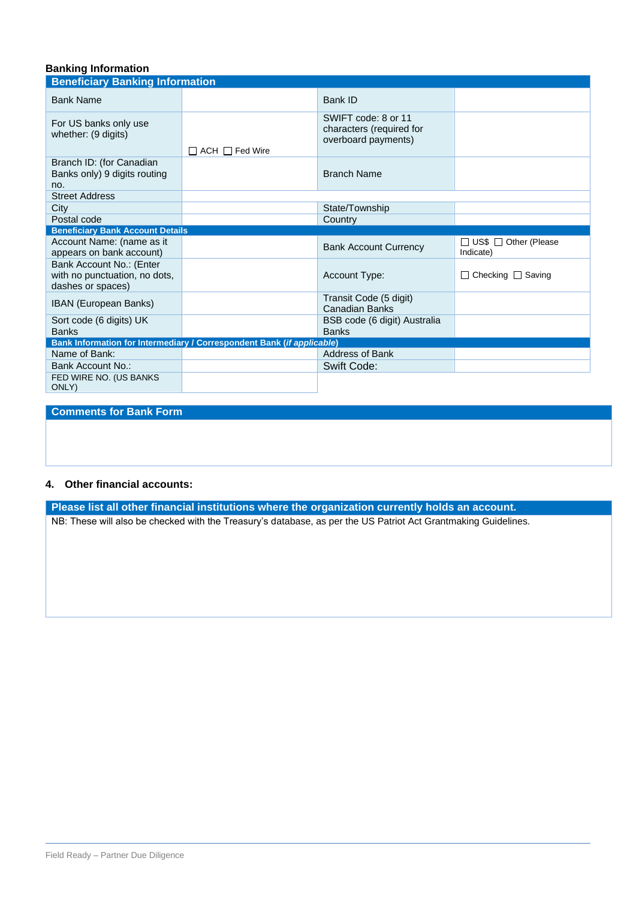**Banking Information**

| Beneficiary Banking Information | | | |
|---|---|---|---|
| Bank Name | | Bank ID | |
| For US banks only use whether: (9 digits) | ☐ ACH ☐ Fed Wire | SWIFT code: 8 or 11 characters (required for overboard payments) | |
| Branch ID: (for Canadian Banks only) 9 digits routing no. | | Branch Name | |
| Street Address | | | |
| City | | State/Township | |
| Postal code | | Country | |
| **Beneficiary Bank Account Details** | | | |
| Account Name: (name as it appears on bank account) | | Bank Account Currency | ☐ US$ ☐ Other (Please Indicate) |
| Bank Account No.: (Enter with no punctuation, no dots, dashes or spaces) | | Account Type: | ☐ Checking ☐ Saving |
| IBAN (European Banks) | | Transit Code (5 digit) Canadian Banks | |
| Sort code (6 digits) UK Banks | | BSB code (6 digit) Australia Banks | |
| **Bank Information for Intermediary / Correspondent Bank *(if applicable)*** | | | |
| Name of Bank: | | Address of Bank | |
| Bank Account No.: | | Swift Code: | |
| FED WIRE NO. (US BANKS ONLY) | | | |

| Comments for Bank Form |
|---|
| |

**4. Other financial accounts:**

| Please list all other financial institutions where the organization currently holds an account. |
|---|
| NB: These will also be checked with the Treasury's database, as per the US Patriot Act Grantmaking Guidelines. |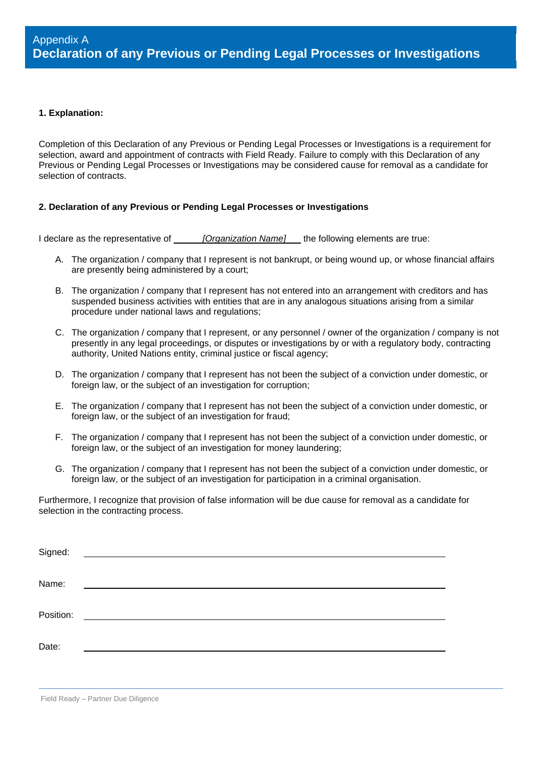# Appendix A
# Declaration of any Previous or Pending Legal Processes or Investigations

**1. Explanation:**

Completion of this Declaration of any Previous or Pending Legal Processes or Investigations is a requirement for selection, award and appointment of contracts with Field Ready. Failure to comply with this Declaration of any Previous or Pending Legal Processes or Investigations may be considered cause for removal as a candidate for selection of contracts.

**2. Declaration of any Previous or Pending Legal Processes or Investigations**

I declare as the representative of ______*[Organization Name]*___ the following elements are true:

A. The organization / company that I represent is not bankrupt, or being wound up, or whose financial affairs are presently being administered by a court;

B. The organization / company that I represent has not entered into an arrangement with creditors and has suspended business activities with entities that are in any analogous situations arising from a similar procedure under national laws and regulations;

C. The organization / company that I represent, or any personnel / owner of the organization / company is not presently in any legal proceedings, or disputes or investigations by or with a regulatory body, contracting authority, United Nations entity, criminal justice or fiscal agency;

D. The organization / company that I represent has not been the subject of a conviction under domestic, or foreign law, or the subject of an investigation for corruption;

E. The organization / company that I represent has not been the subject of a conviction under domestic, or foreign law, or the subject of an investigation for fraud;

F. The organization / company that I represent has not been the subject of a conviction under domestic, or foreign law, or the subject of an investigation for money laundering;

G. The organization / company that I represent has not been the subject of a conviction under domestic, or foreign law, or the subject of an investigation for participation in a criminal organisation.

Furthermore, I recognize that provision of false information will be due cause for removal as a candidate for selection in the contracting process.

Signed: ________________________________________

Name: ________________________________________

Position: ________________________________________

Date: ________________________________________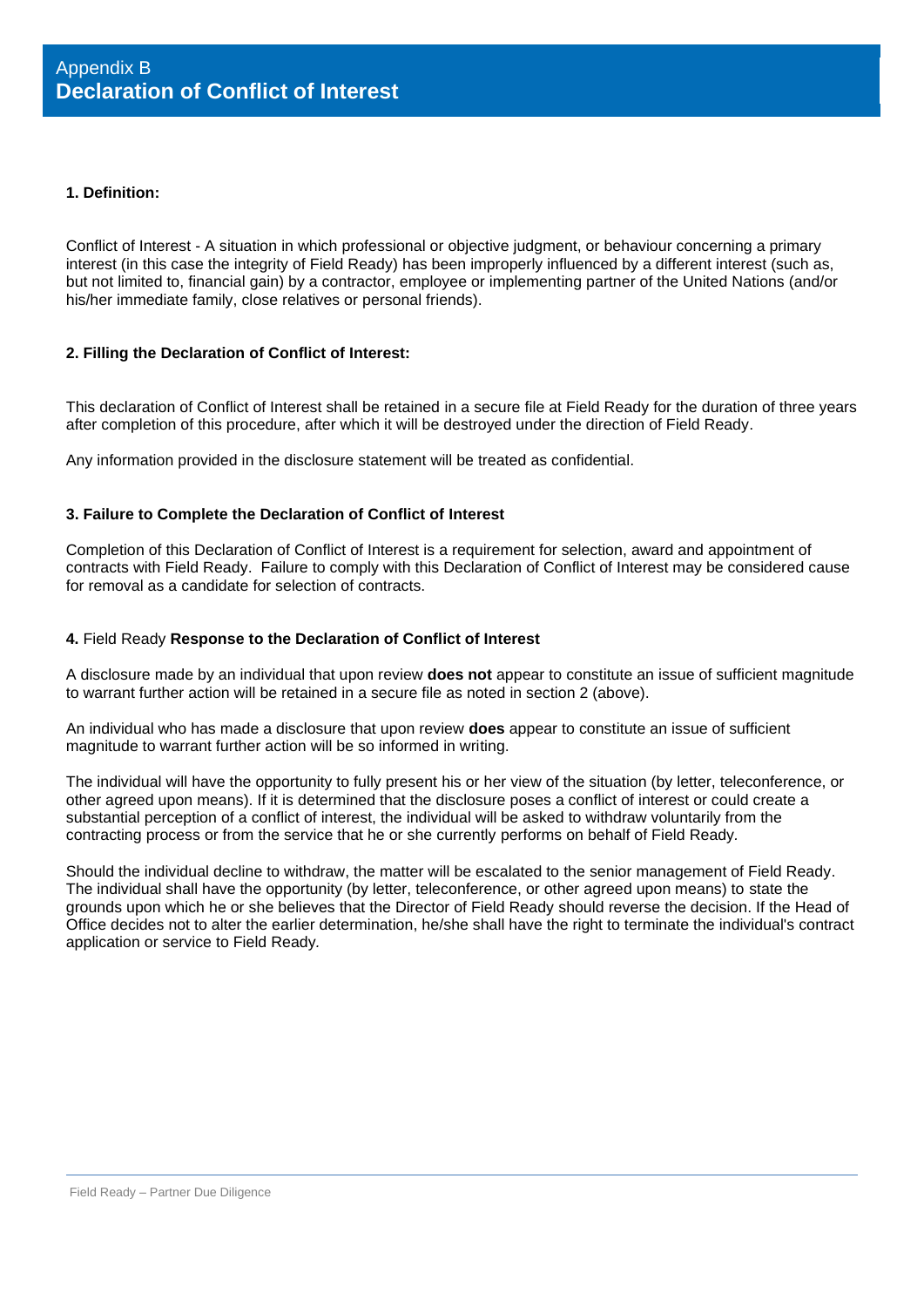# Appendix B
# Declaration of Conflict of Interest

**1. Definition:**

Conflict of Interest - A situation in which professional or objective judgment, or behaviour concerning a primary interest (in this case the integrity of Field Ready) has been improperly influenced by a different interest (such as, but not limited to, financial gain) by a contractor, employee or implementing partner of the United Nations (and/or his/her immediate family, close relatives or personal friends).

**2. Filling the Declaration of Conflict of Interest:**

This declaration of Conflict of Interest shall be retained in a secure file at Field Ready for the duration of three years after completion of this procedure, after which it will be destroyed under the direction of Field Ready.

Any information provided in the disclosure statement will be treated as confidential.

**3. Failure to Complete the Declaration of Conflict of Interest**

Completion of this Declaration of Conflict of Interest is a requirement for selection, award and appointment of contracts with Field Ready. Failure to comply with this Declaration of Conflict of Interest may be considered cause for removal as a candidate for selection of contracts.

**4.** Field Ready **Response to the Declaration of Conflict of Interest**

A disclosure made by an individual that upon review **does not** appear to constitute an issue of sufficient magnitude to warrant further action will be retained in a secure file as noted in section 2 (above).

An individual who has made a disclosure that upon review **does** appear to constitute an issue of sufficient magnitude to warrant further action will be so informed in writing.

The individual will have the opportunity to fully present his or her view of the situation (by letter, teleconference, or other agreed upon means). If it is determined that the disclosure poses a conflict of interest or could create a substantial perception of a conflict of interest, the individual will be asked to withdraw voluntarily from the contracting process or from the service that he or she currently performs on behalf of Field Ready.

Should the individual decline to withdraw, the matter will be escalated to the senior management of Field Ready. The individual shall have the opportunity (by letter, teleconference, or other agreed upon means) to state the grounds upon which he or she believes that the Director of Field Ready should reverse the decision. If the Head of Office decides not to alter the earlier determination, he/she shall have the right to terminate the individual's contract application or service to Field Ready.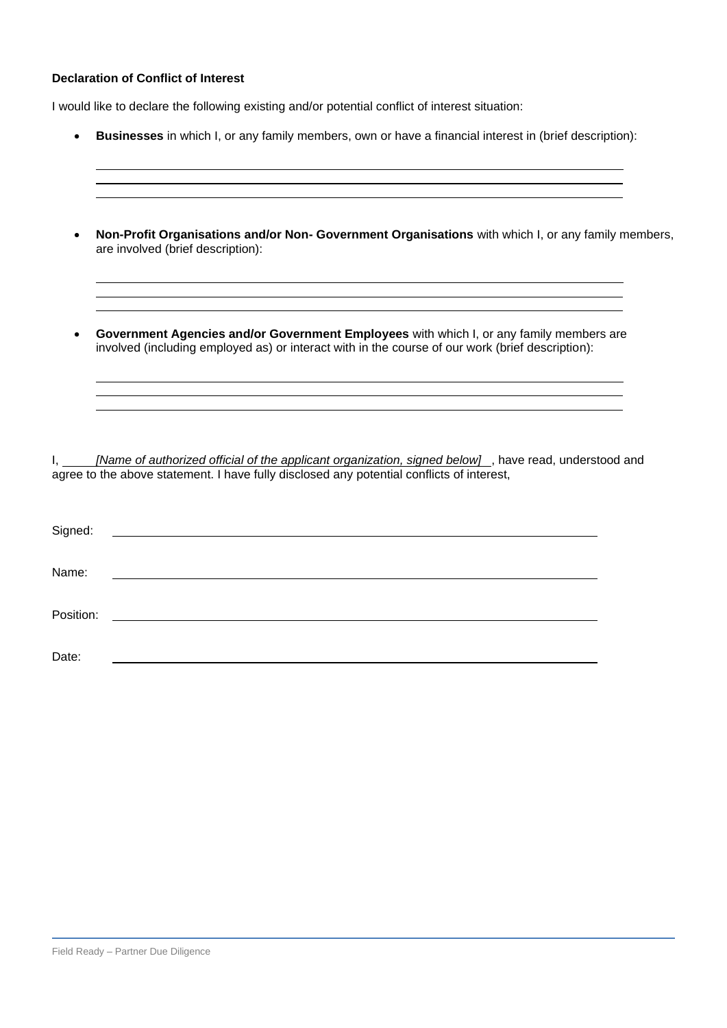**Declaration of Conflict of Interest**

I would like to declare the following existing and/or potential conflict of interest situation:

- **Businesses** in which I, or any family members, own or have a financial interest in (brief description):

  \_\_\_\_\_\_\_\_\_\_\_\_\_\_\_\_\_\_\_\_\_\_\_\_\_\_\_\_\_\_\_\_\_\_\_\_\_\_\_\_\_\_\_\_\_\_\_\_\_\_\_\_\_\_\_\_\_\_\_\_

  \_\_\_\_\_\_\_\_\_\_\_\_\_\_\_\_\_\_\_\_\_\_\_\_\_\_\_\_\_\_\_\_\_\_\_\_\_\_\_\_\_\_\_\_\_\_\_\_\_\_\_\_\_\_\_\_\_\_\_\_

  \_\_\_\_\_\_\_\_\_\_\_\_\_\_\_\_\_\_\_\_\_\_\_\_\_\_\_\_\_\_\_\_\_\_\_\_\_\_\_\_\_\_\_\_\_\_\_\_\_\_\_\_\_\_\_\_\_\_\_\_

- **Non-Profit Organisations and/or Non- Government Organisations** with which I, or any family members, are involved (brief description):

  \_\_\_\_\_\_\_\_\_\_\_\_\_\_\_\_\_\_\_\_\_\_\_\_\_\_\_\_\_\_\_\_\_\_\_\_\_\_\_\_\_\_\_\_\_\_\_\_\_\_\_\_\_\_\_\_\_\_\_\_

  \_\_\_\_\_\_\_\_\_\_\_\_\_\_\_\_\_\_\_\_\_\_\_\_\_\_\_\_\_\_\_\_\_\_\_\_\_\_\_\_\_\_\_\_\_\_\_\_\_\_\_\_\_\_\_\_\_\_\_\_

  \_\_\_\_\_\_\_\_\_\_\_\_\_\_\_\_\_\_\_\_\_\_\_\_\_\_\_\_\_\_\_\_\_\_\_\_\_\_\_\_\_\_\_\_\_\_\_\_\_\_\_\_\_\_\_\_\_\_\_\_

- **Government Agencies and/or Government Employees** with which I, or any family members are involved (including employed as) or interact with in the course of our work (brief description):

  \_\_\_\_\_\_\_\_\_\_\_\_\_\_\_\_\_\_\_\_\_\_\_\_\_\_\_\_\_\_\_\_\_\_\_\_\_\_\_\_\_\_\_\_\_\_\_\_\_\_\_\_\_\_\_\_\_\_\_\_

  \_\_\_\_\_\_\_\_\_\_\_\_\_\_\_\_\_\_\_\_\_\_\_\_\_\_\_\_\_\_\_\_\_\_\_\_\_\_\_\_\_\_\_\_\_\_\_\_\_\_\_\_\_\_\_\_\_\_\_\_

  \_\_\_\_\_\_\_\_\_\_\_\_\_\_\_\_\_\_\_\_\_\_\_\_\_\_\_\_\_\_\_\_\_\_\_\_\_\_\_\_\_\_\_\_\_\_\_\_\_\_\_\_\_\_\_\_\_\_\_\_

I, *[Name of authorized official of the applicant organization, signed below]*, have read, understood and agree to the above statement. I have fully disclosed any potential conflicts of interest,

Signed: \_\_\_\_\_\_\_\_\_\_\_\_\_\_\_\_\_\_\_\_\_\_\_\_\_\_\_\_\_\_\_\_\_\_\_\_\_\_\_\_\_\_\_\_\_\_\_\_

Name: \_\_\_\_\_\_\_\_\_\_\_\_\_\_\_\_\_\_\_\_\_\_\_\_\_\_\_\_\_\_\_\_\_\_\_\_\_\_\_\_\_\_\_\_\_\_\_\_

Position: \_\_\_\_\_\_\_\_\_\_\_\_\_\_\_\_\_\_\_\_\_\_\_\_\_\_\_\_\_\_\_\_\_\_\_\_\_\_\_\_\_\_\_\_\_\_\_\_

Date: \_\_\_\_\_\_\_\_\_\_\_\_\_\_\_\_\_\_\_\_\_\_\_\_\_\_\_\_\_\_\_\_\_\_\_\_\_\_\_\_\_\_\_\_\_\_\_\_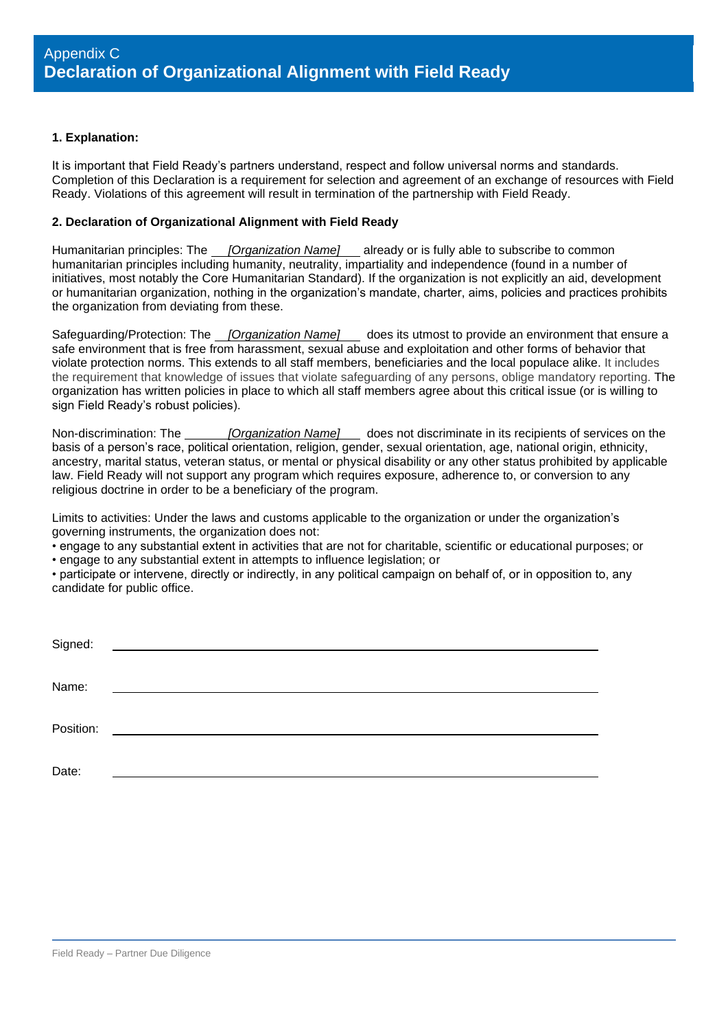# Appendix C
# Declaration of Organizational Alignment with Field Ready

**1. Explanation:**

It is important that Field Ready's partners understand, respect and follow universal norms and standards. Completion of this Declaration is a requirement for selection and agreement of an exchange of resources with Field Ready. Violations of this agreement will result in termination of the partnership with Field Ready.

**2. Declaration of Organizational Alignment with Field Ready**

Humanitarian principles: The *[Organization Name]* already or is fully able to subscribe to common humanitarian principles including humanity, neutrality, impartiality and independence (found in a number of initiatives, most notably the Core Humanitarian Standard). If the organization is not explicitly an aid, development or humanitarian organization, nothing in the organization's mandate, charter, aims, policies and practices prohibits the organization from deviating from these.

Safeguarding/Protection: The *[Organization Name]* does its utmost to provide an environment that ensure a safe environment that is free from harassment, sexual abuse and exploitation and other forms of behavior that violate protection norms. This extends to all staff members, beneficiaries and the local populace alike. It includes the requirement that knowledge of issues that violate safeguarding of any persons, oblige mandatory reporting. The organization has written policies in place to which all staff members agree about this critical issue (or is willing to sign Field Ready's robust policies).

Non-discrimination: The *[Organization Name]* does not discriminate in its recipients of services on the basis of a person's race, political orientation, religion, gender, sexual orientation, age, national origin, ethnicity, ancestry, marital status, veteran status, or mental or physical disability or any other status prohibited by applicable law. Field Ready will not support any program which requires exposure, adherence to, or conversion to any religious doctrine in order to be a beneficiary of the program.

Limits to activities: Under the laws and customs applicable to the organization or under the organization's governing instruments, the organization does not:

- engage to any substantial extent in activities that are not for charitable, scientific or educational purposes; or
- engage to any substantial extent in attempts to influence legislation; or
- participate or intervene, directly or indirectly, in any political campaign on behalf of, or in opposition to, any candidate for public office.

Signed: ______________________________

Name: ______________________________

Position: ______________________________

Date: ______________________________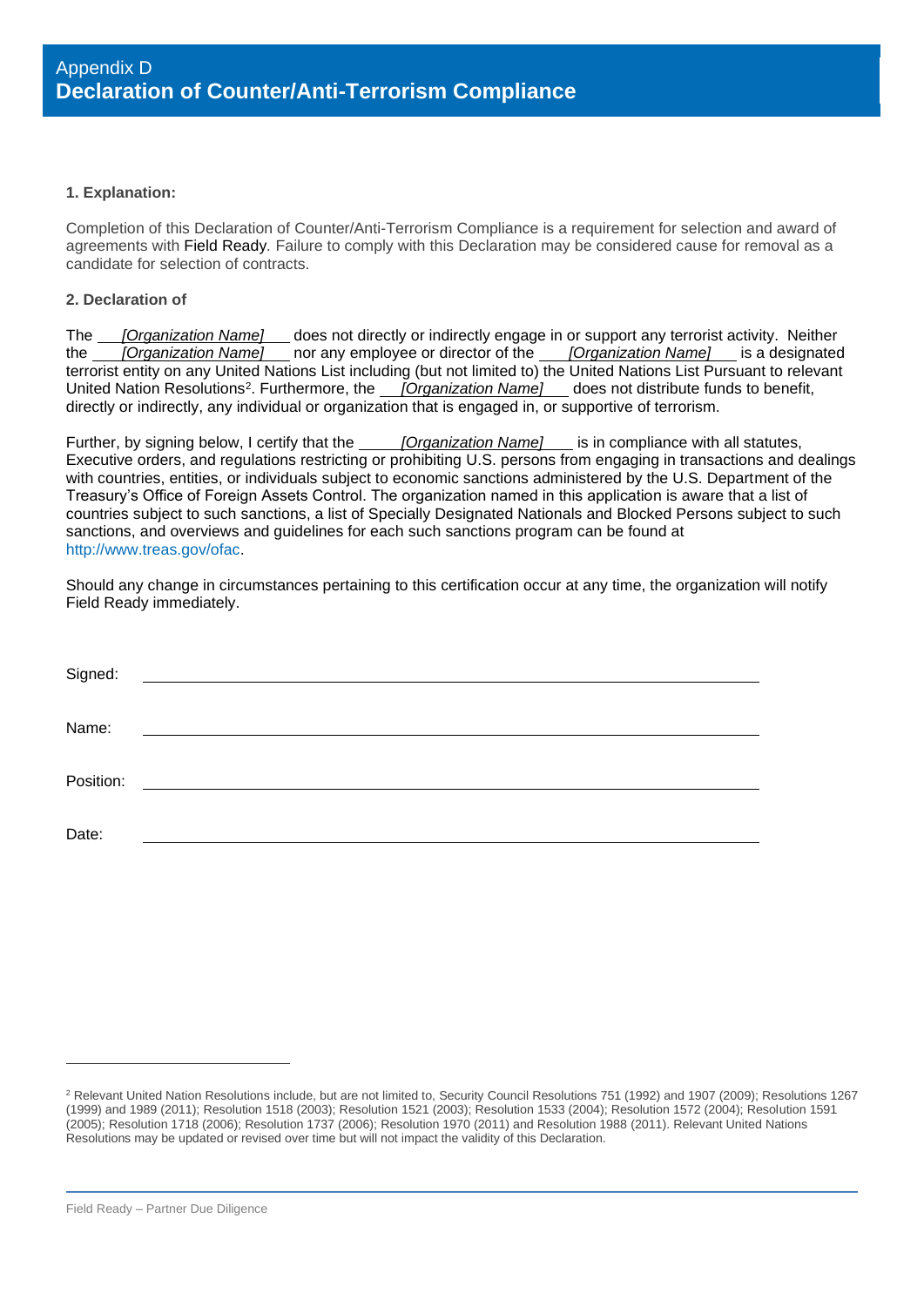# Appendix D
# Declaration of Counter/Anti-Terrorism Compliance

**1. Explanation:**

Completion of this Declaration of Counter/Anti-Terrorism Compliance is a requirement for selection and award of agreements with Field Ready. Failure to comply with this Declaration may be considered cause for removal as a candidate for selection of contracts.

**2. Declaration of**

The ___*[Organization Name]*___ does not directly or indirectly engage in or support any terrorist activity. Neither the ___*[Organization Name]*___ nor any employee or director of the ___*[Organization Name]*___ is a designated terrorist entity on any United Nations List including (but not limited to) the United Nations List Pursuant to relevant United Nation Resolutions[2]. Furthermore, the ___*[Organization Name]*___ does not distribute funds to benefit, directly or indirectly, any individual or organization that is engaged in, or supportive of terrorism.

Further, by signing below, I certify that the ___*[Organization Name]*___ is in compliance with all statutes, Executive orders, and regulations restricting or prohibiting U.S. persons from engaging in transactions and dealings with countries, entities, or individuals subject to economic sanctions administered by the U.S. Department of the Treasury's Office of Foreign Assets Control. The organization named in this application is aware that a list of countries subject to such sanctions, a list of Specially Designated Nationals and Blocked Persons subject to such sanctions, and overviews and guidelines for each such sanctions program can be found at http://www.treas.gov/ofac.

Should any change in circumstances pertaining to this certification occur at any time, the organization will notify Field Ready immediately.

Signed: ______________________________

Name: ______________________________

Position: ______________________________

Date: ______________________________

[2] Relevant United Nation Resolutions include, but are not limited to, Security Council Resolutions 751 (1992) and 1907 (2009); Resolutions 1267 (1999) and 1989 (2011); Resolution 1518 (2003); Resolution 1521 (2003); Resolution 1533 (2004); Resolution 1572 (2004); Resolution 1591 (2005); Resolution 1718 (2006); Resolution 1737 (2006); Resolution 1970 (2011) and Resolution 1988 (2011). Relevant United Nations Resolutions may be updated or revised over time but will not impact the validity of this Declaration.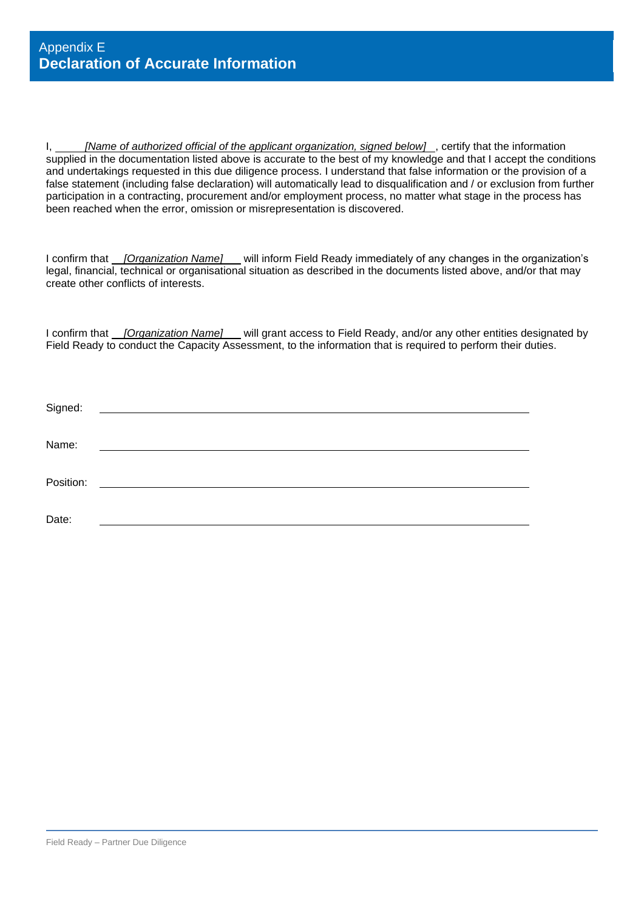# Appendix E
## Declaration of Accurate Information

I, ______*[Name of authorized official of the applicant organization, signed below]*___, certify that the information supplied in the documentation listed above is accurate to the best of my knowledge and that I accept the conditions and undertakings requested in this due diligence process. I understand that false information or the provision of a false statement (including false declaration) will automatically lead to disqualification and / or exclusion from further participation in a contracting, procurement and/or employment process, no matter what stage in the process has been reached when the error, omission or misrepresentation is discovered.

I confirm that ___*[Organization Name]*___ will inform Field Ready immediately of any changes in the organization's legal, financial, technical or organisational situation as described in the documents listed above, and/or that may create other conflicts of interests.

I confirm that ___*[Organization Name]*___ will grant access to Field Ready, and/or any other entities designated by Field Ready to conduct the Capacity Assessment, to the information that is required to perform their duties.

Signed: ____________________________________________

Name: ____________________________________________

Position: ____________________________________________

Date: ____________________________________________